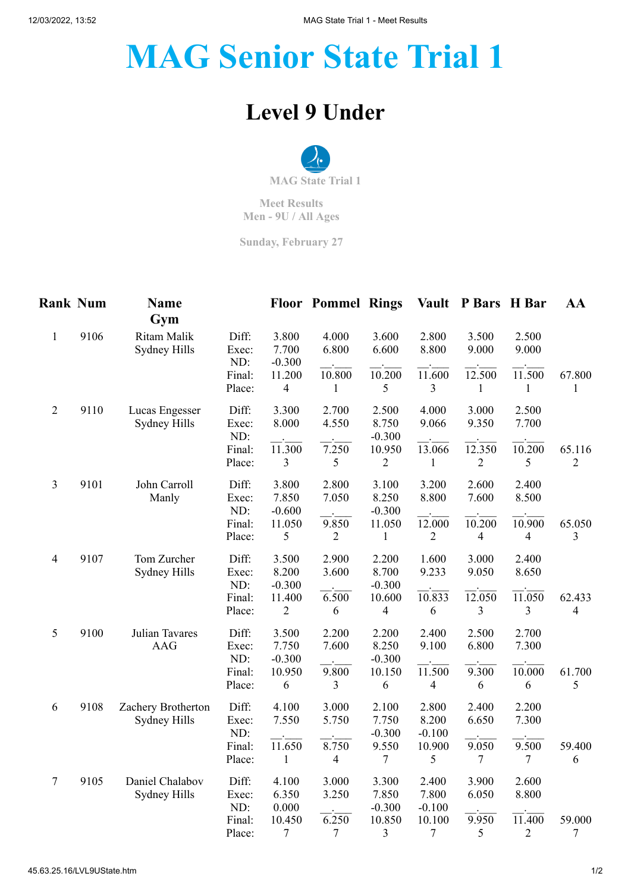# MAG Senior State Trial 1

## Level 9 Under

MAG State Trial 1

Meet Results
Men - 9U / All Ages

Sunday, February 27

| Rank | Num | Name / Gym | | Floor | Pommel | Rings | Vault | P Bars | H Bar | AA |
|---|---|---|---|---|---|---|---|---|---|---|
| 1 | 9106 | Ritam Malik<br>Sydney Hills | Diff: | 3.800 | 4.000 | 3.600 | 2.800 | 3.500 | 2.500 | |
| | | | Exec: | 7.700 | 6.800 | 6.600 | 8.800 | 9.000 | 9.000 | |
| | | | ND: | -0.300 | __.___ | __.___ | __.___ | __.___ | __.___ | |
| | | | Final: | 11.200 | 10.800 | 10.200 | 11.600 | 12.500 | 11.500 | 67.800 |
| | | | Place: | 4 | 1 | 5 | 3 | 1 | 1 | 1 |
| 2 | 9110 | Lucas Engesser<br>Sydney Hills | Diff: | 3.300 | 2.700 | 2.500 | 4.000 | 3.000 | 2.500 | |
| | | | Exec: | 8.000 | 4.550 | 8.750 | 9.066 | 9.350 | 7.700 | |
| | | | ND: | __.___ | __.___ | -0.300 | __.___ | __.___ | __.___ | |
| | | | Final: | 11.300 | 7.250 | 10.950 | 13.066 | 12.350 | 10.200 | 65.116 |
| | | | Place: | 3 | 5 | 2 | 1 | 2 | 5 | 2 |
| 3 | 9101 | John Carroll<br>Manly | Diff: | 3.800 | 2.800 | 3.100 | 3.200 | 2.600 | 2.400 | |
| | | | Exec: | 7.850 | 7.050 | 8.250 | 8.800 | 7.600 | 8.500 | |
| | | | ND: | -0.600 | __.___ | -0.300 | __.___ | __.___ | __.___ | |
| | | | Final: | 11.050 | 9.850 | 11.050 | 12.000 | 10.200 | 10.900 | 65.050 |
| | | | Place: | 5 | 2 | 1 | 2 | 4 | 4 | 3 |
| 4 | 9107 | Tom Zurcher<br>Sydney Hills | Diff: | 3.500 | 2.900 | 2.200 | 1.600 | 3.000 | 2.400 | |
| | | | Exec: | 8.200 | 3.600 | 8.700 | 9.233 | 9.050 | 8.650 | |
| | | | ND: | -0.300 | __.___ | -0.300 | __.___ | __.___ | __.___ | |
| | | | Final: | 11.400 | 6.500 | 10.600 | 10.833 | 12.050 | 11.050 | 62.433 |
| | | | Place: | 2 | 6 | 4 | 6 | 3 | 3 | 4 |
| 5 | 9100 | Julian Tavares<br>AAG | Diff: | 3.500 | 2.200 | 2.200 | 2.400 | 2.500 | 2.700 | |
| | | | Exec: | 7.750 | 7.600 | 8.250 | 9.100 | 6.800 | 7.300 | |
| | | | ND: | -0.300 | __.___ | -0.300 | __.___ | __.___ | __.___ | |
| | | | Final: | 10.950 | 9.800 | 10.150 | 11.500 | 9.300 | 10.000 | 61.700 |
| | | | Place: | 6 | 3 | 6 | 4 | 6 | 6 | 5 |
| 6 | 9108 | Zachery Brotherton<br>Sydney Hills | Diff: | 4.100 | 3.000 | 2.100 | 2.800 | 2.400 | 2.200 | |
| | | | Exec: | 7.550 | 5.750 | 7.750 | 8.200 | 6.650 | 7.300 | |
| | | | ND: | __.___ | __.___ | -0.300 | -0.100 | __.___ | __.___ | |
| | | | Final: | 11.650 | 8.750 | 9.550 | 10.900 | 9.050 | 9.500 | 59.400 |
| | | | Place: | 1 | 4 | 7 | 5 | 7 | 7 | 6 |
| 7 | 9105 | Daniel Chalabov<br>Sydney Hills | Diff: | 4.100 | 3.000 | 3.300 | 2.400 | 3.900 | 2.600 | |
| | | | Exec: | 6.350 | 3.250 | 7.850 | 7.800 | 6.050 | 8.800 | |
| | | | ND: | 0.000 | __.___ | -0.300 | -0.100 | __.___ | __.___ | |
| | | | Final: | 10.450 | 6.250 | 10.850 | 10.100 | 9.950 | 11.400 | 59.000 |
| | | | Place: | 7 | 7 | 3 | 7 | 5 | 2 | 7 |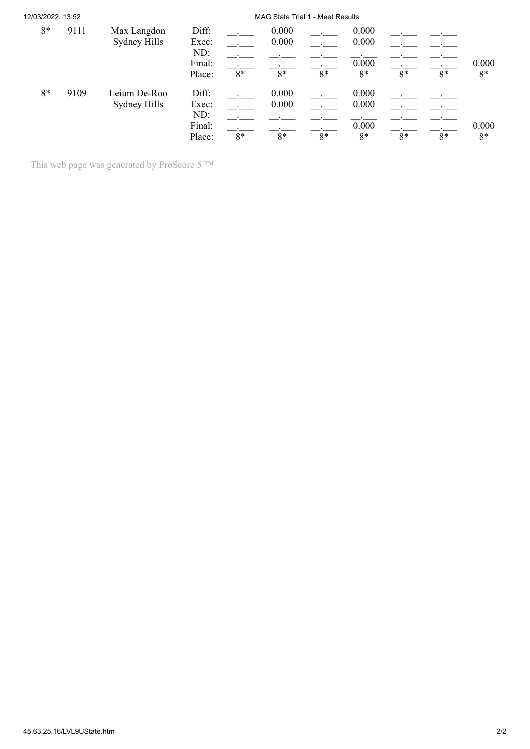| | | | | | | | | | | |
|---|---|---|---|---|---|---|---|---|---|---|
| 8* | 9111 | Max Langdon<br>Sydney Hills | Diff: | __.___ | 0.000 | __.___ | 0.000 | __.___ | __.___ | |
| | | | Exec: | __.___ | 0.000 | __.___ | 0.000 | __.___ | __.___ | |
| | | | ND: | __.___ | __.___ | __.___ | __.___ | __.___ | __.___ | |
| | | | Final: | __.___ | __.___ | __.___ | 0.000 | __.___ | __.___ | 0.000 |
| | | | Place: | 8* | 8* | 8* | 8* | 8* | 8* | 8* |
| 8* | 9109 | Leium De-Roo<br>Sydney Hills | Diff: | __.___ | 0.000 | __.___ | 0.000 | __.___ | __.___ | |
| | | | Exec: | __.___ | 0.000 | __.___ | 0.000 | __.___ | __.___ | |
| | | | ND: | __.___ | __.___ | __.___ | __.___ | __.___ | __.___ | |
| | | | Final: | __.___ | __.___ | __.___ | 0.000 | __.___ | __.___ | 0.000 |
| | | | Place: | 8* | 8* | 8* | 8* | 8* | 8* | 8* |

This web page was generated by ProScore 5 ™